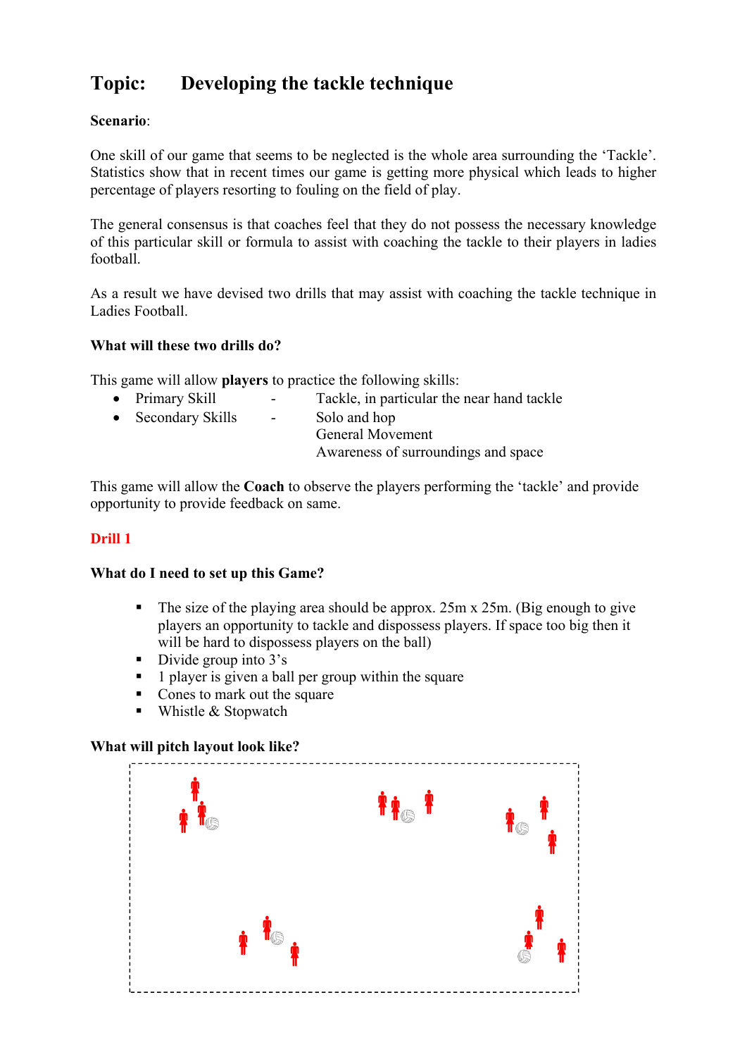# Topic: Developing the tackle technique

**Scenario**:

One skill of our game that seems to be neglected is the whole area surrounding the 'Tackle'. Statistics show that in recent times our game is getting more physical which leads to higher percentage of players resorting to fouling on the field of play.

The general consensus is that coaches feel that they do not possess the necessary knowledge of this particular skill or formula to assist with coaching the tackle to their players in ladies football.

As a result we have devised two drills that may assist with coaching the tackle technique in Ladies Football.

**What will these two drills do?**

This game will allow **players** to practice the following skills:

- Primary Skill - Tackle, in particular the near hand tackle
- Secondary Skills - Solo and hop
  General Movement
  Awareness of surroundings and space

This game will allow the **Coach** to observe the players performing the 'tackle' and provide opportunity to provide feedback on same.

## Drill 1

**What do I need to set up this Game?**

- The size of the playing area should be approx. 25m x 25m. (Big enough to give players an opportunity to tackle and dispossess players. If space too big then it will be hard to dispossess players on the ball)
- Divide group into 3's
- 1 player is given a ball per group within the square
- Cones to mark out the square
- Whistle & Stopwatch

**What will pitch layout look like?**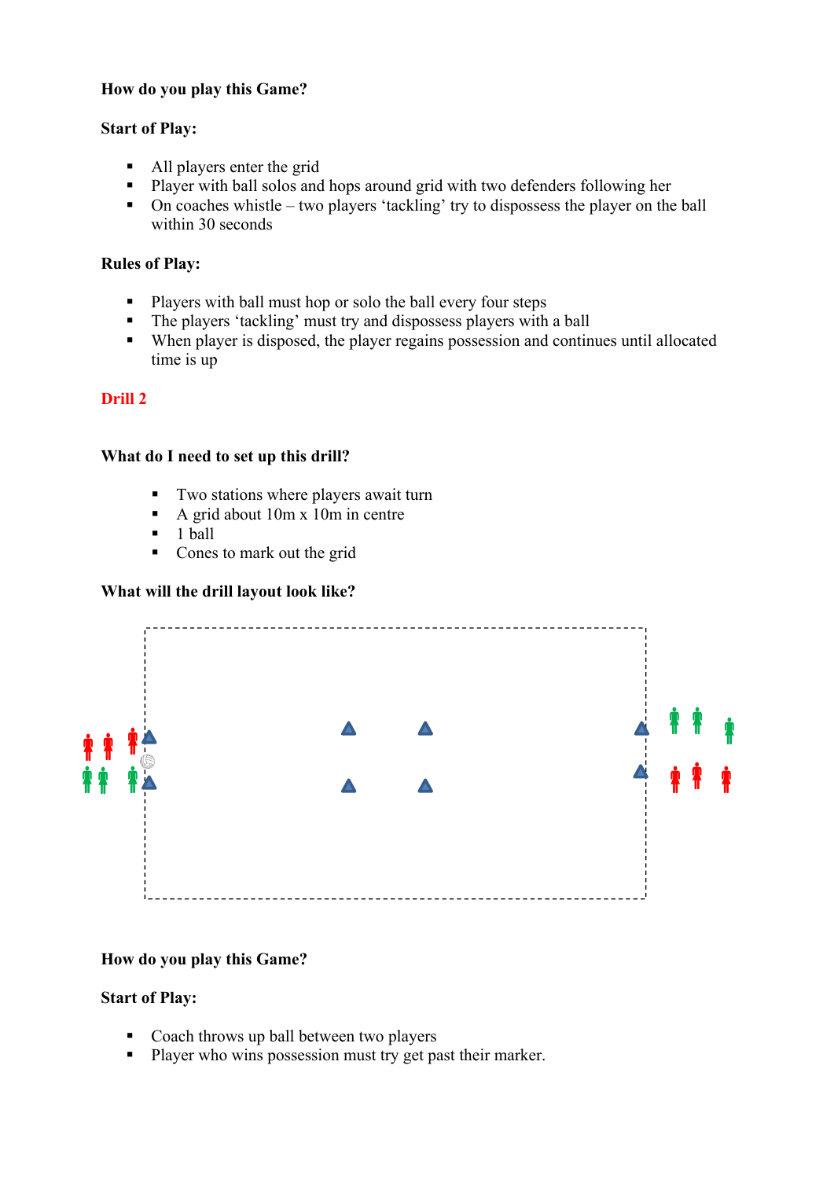**How do you play this Game?**

**Start of Play:**

- All players enter the grid
- Player with ball solos and hops around grid with two defenders following her
- On coaches whistle – two players 'tackling' try to dispossess the player on the ball within 30 seconds

**Rules of Play:**

- Players with ball must hop or solo the ball every four steps
- The players 'tackling' must try and dispossess players with a ball
- When player is disposed, the player regains possession and continues until allocated time is up

## Drill 2

**What do I need to set up this drill?**

- Two stations where players await turn
- A grid about 10m x 10m in centre
- 1 ball
- Cones to mark out the grid

**What will the drill layout look like?**

**How do you play this Game?**

**Start of Play:**

- Coach throws up ball between two players
- Player who wins possession must try get past their marker.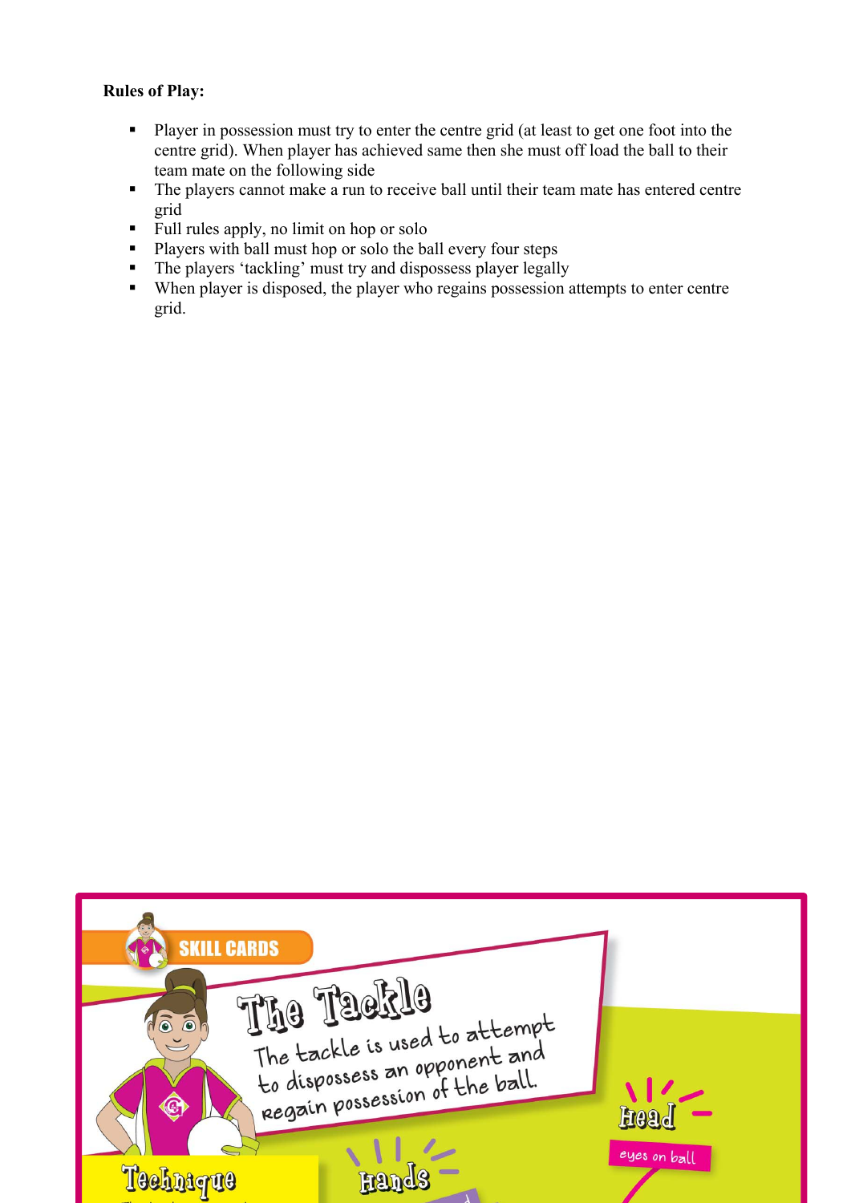**Rules of Play:**

- Player in possession must try to enter the centre grid (at least to get one foot into the centre grid). When player has achieved same then she must off load the ball to their team mate on the following side
- The players cannot make a run to receive ball until their team mate has entered centre grid
- Full rules apply, no limit on hop or solo
- Players with ball must hop or solo the ball every four steps
- The players 'tackling' must try and dispossess player legally
- When player is disposed, the player who regains possession attempts to enter centre grid.

SKILL CARDS

# The Tackle

The tackle is used to attempt to dispossess an opponent and regain possession of the ball.

Head

eyes on ball

Technique

Hands